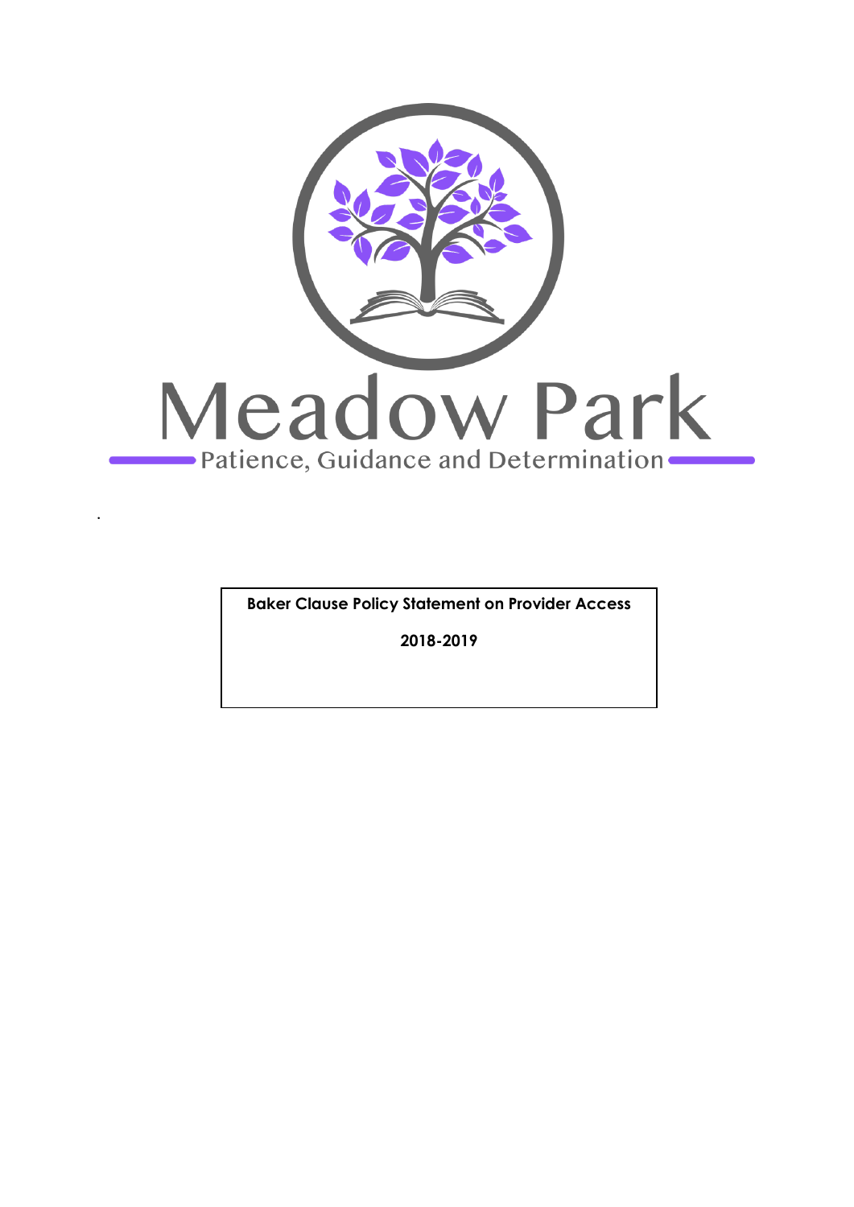Meadow Park

Patience, Guidance and Determination

.

**Baker Clause Policy Statement on Provider Access**

**2018-2019**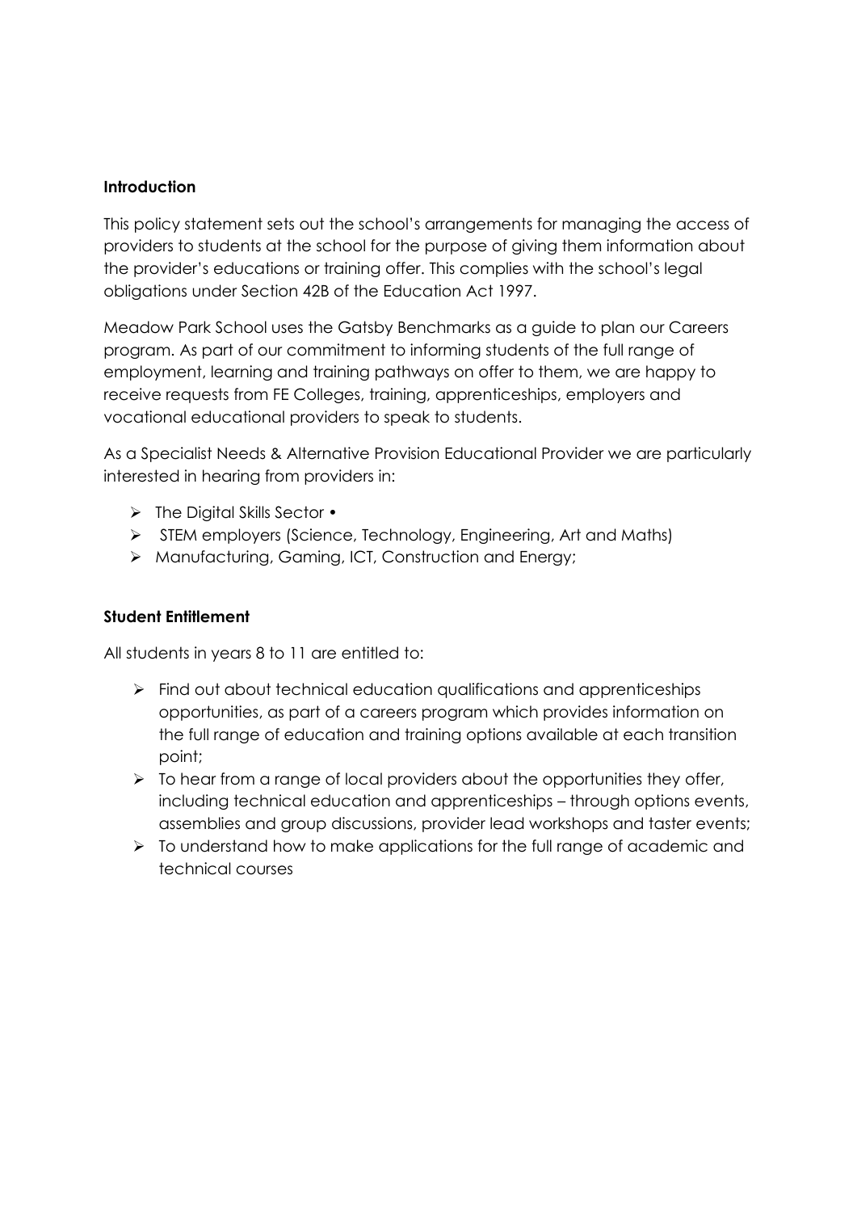**Introduction**

This policy statement sets out the school's arrangements for managing the access of providers to students at the school for the purpose of giving them information about the provider's educations or training offer. This complies with the school's legal obligations under Section 42B of the Education Act 1997.

Meadow Park School uses the Gatsby Benchmarks as a guide to plan our Careers program. As part of our commitment to informing students of the full range of employment, learning and training pathways on offer to them, we are happy to receive requests from FE Colleges, training, apprenticeships, employers and vocational educational providers to speak to students.

As a Specialist Needs & Alternative Provision Educational Provider we are particularly interested in hearing from providers in:

- The Digital Skills Sector •
- STEM employers (Science, Technology, Engineering, Art and Maths)
- Manufacturing, Gaming, ICT, Construction and Energy;

**Student Entitlement**

All students in years 8 to 11 are entitled to:

- Find out about technical education qualifications and apprenticeships opportunities, as part of a careers program which provides information on the full range of education and training options available at each transition point;
- To hear from a range of local providers about the opportunities they offer, including technical education and apprenticeships – through options events, assemblies and group discussions, provider lead workshops and taster events;
- To understand how to make applications for the full range of academic and technical courses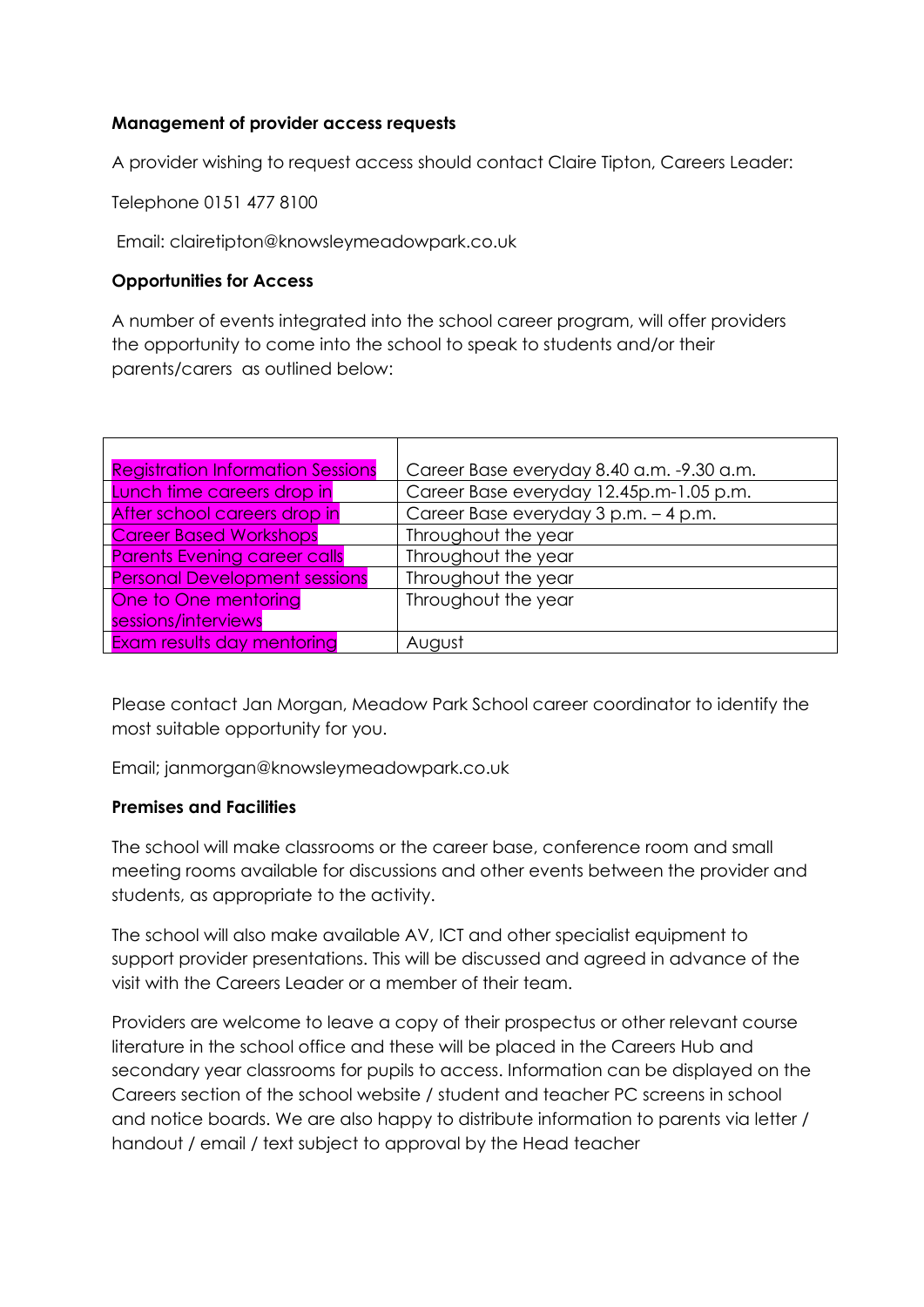**Management of provider access requests**

A provider wishing to request access should contact Claire Tipton, Careers Leader:

Telephone 0151 477 8100

Email: clairetipton@knowsleymeadowpark.co.uk

**Opportunities for Access**

A number of events integrated into the school career program, will offer providers the opportunity to come into the school to speak to students and/or their parents/carers as outlined below:

| | |
|---|---|
| Registration Information Sessions | Career Base everyday 8.40 a.m. -9.30 a.m. |
| Lunch time careers drop in | Career Base everyday 12.45p.m-1.05 p.m. |
| After school careers drop in | Career Base everyday 3 p.m. – 4 p.m. |
| Career Based Workshops | Throughout the year |
| Parents Evening career calls | Throughout the year |
| Personal Development sessions | Throughout the year |
| One to One mentoring sessions/interviews | Throughout the year |
| Exam results day mentoring | August |

Please contact Jan Morgan, Meadow Park School career coordinator to identify the most suitable opportunity for you.

Email; janmorgan@knowsleymeadowpark.co.uk

**Premises and Facilities**

The school will make classrooms or the career base, conference room and small meeting rooms available for discussions and other events between the provider and students, as appropriate to the activity.

The school will also make available AV, ICT and other specialist equipment to support provider presentations. This will be discussed and agreed in advance of the visit with the Careers Leader or a member of their team.

Providers are welcome to leave a copy of their prospectus or other relevant course literature in the school office and these will be placed in the Careers Hub and secondary year classrooms for pupils to access. Information can be displayed on the Careers section of the school website / student and teacher PC screens in school and notice boards. We are also happy to distribute information to parents via letter / handout / email / text subject to approval by the Head teacher